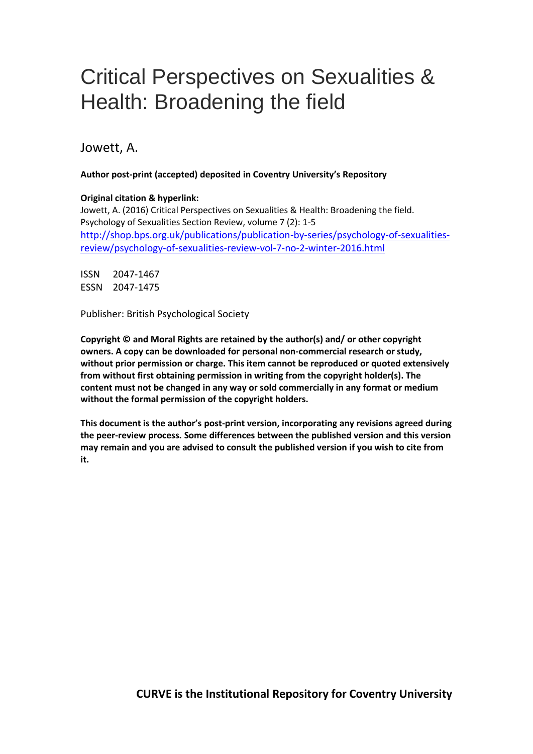# Critical Perspectives on Sexualities & Health: Broadening the field

Jowett, A.

**Author post-print (accepted) deposited in Coventry University's Repository**

**Original citation & hyperlink:**
Jowett, A. (2016) Critical Perspectives on Sexualities & Health: Broadening the field. Psychology of Sexualities Section Review, volume 7 (2): 1-5
[http://shop.bps.org.uk/publications/publication-by-series/psychology-of-sexualities-review/psychology-of-sexualities-review-vol-7-no-2-winter-2016.html](http://shop.bps.org.uk/publications/publication-by-series/psychology-of-sexualities-review/psychology-of-sexualities-review-vol-7-no-2-winter-2016.html)

ISSN 2047-1467
ESSN 2047-1475

Publisher: British Psychological Society

**Copyright © and Moral Rights are retained by the author(s) and/ or other copyright owners. A copy can be downloaded for personal non-commercial research or study, without prior permission or charge. This item cannot be reproduced or quoted extensively from without first obtaining permission in writing from the copyright holder(s). The content must not be changed in any way or sold commercially in any format or medium without the formal permission of the copyright holders.**

**This document is the author's post-print version, incorporating any revisions agreed during the peer-review process. Some differences between the published version and this version may remain and you are advised to consult the published version if you wish to cite from it.**

**CURVE is the Institutional Repository for Coventry University**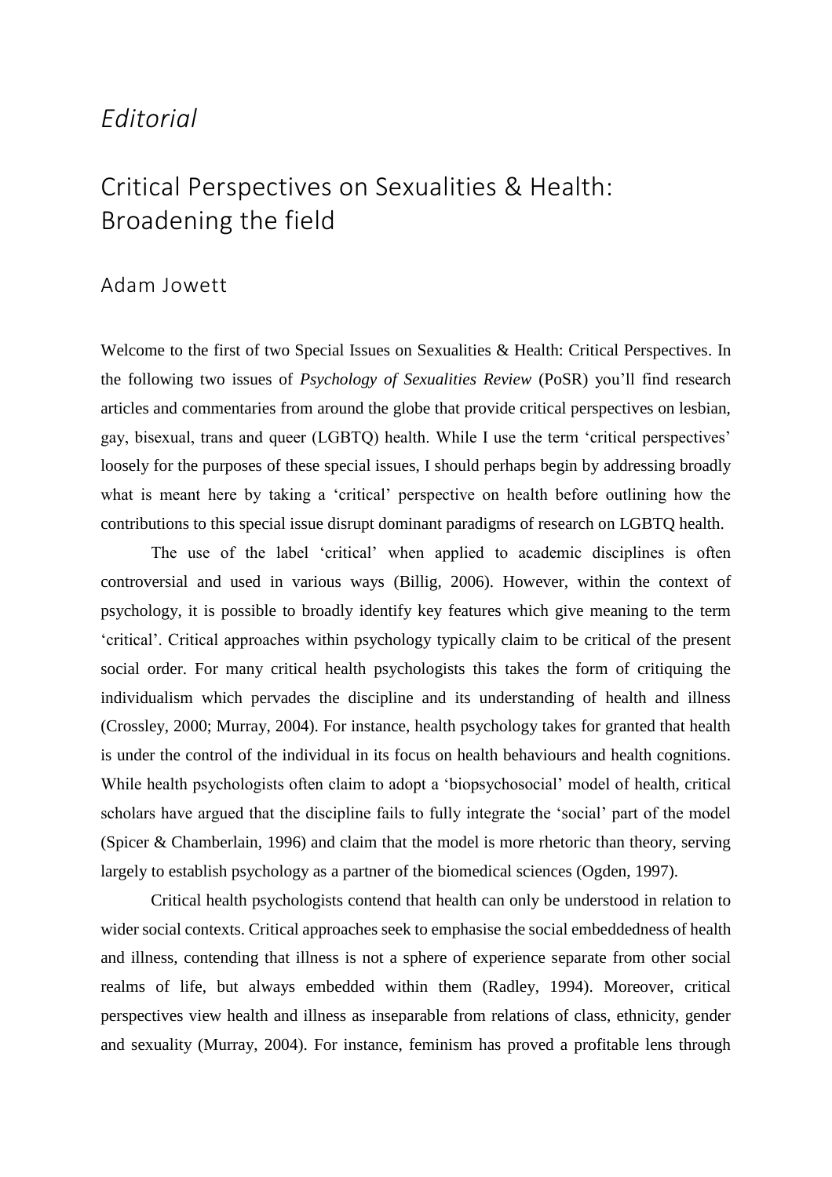*Editorial*

# Critical Perspectives on Sexualities & Health: Broadening the field

## Adam Jowett

Welcome to the first of two Special Issues on Sexualities & Health: Critical Perspectives. In the following two issues of *Psychology of Sexualities Review* (PoSR) you'll find research articles and commentaries from around the globe that provide critical perspectives on lesbian, gay, bisexual, trans and queer (LGBTQ) health. While I use the term 'critical perspectives' loosely for the purposes of these special issues, I should perhaps begin by addressing broadly what is meant here by taking a 'critical' perspective on health before outlining how the contributions to this special issue disrupt dominant paradigms of research on LGBTQ health.

The use of the label 'critical' when applied to academic disciplines is often controversial and used in various ways (Billig, 2006). However, within the context of psychology, it is possible to broadly identify key features which give meaning to the term 'critical'. Critical approaches within psychology typically claim to be critical of the present social order. For many critical health psychologists this takes the form of critiquing the individualism which pervades the discipline and its understanding of health and illness (Crossley, 2000; Murray, 2004). For instance, health psychology takes for granted that health is under the control of the individual in its focus on health behaviours and health cognitions. While health psychologists often claim to adopt a 'biopsychosocial' model of health, critical scholars have argued that the discipline fails to fully integrate the 'social' part of the model (Spicer & Chamberlain, 1996) and claim that the model is more rhetoric than theory, serving largely to establish psychology as a partner of the biomedical sciences (Ogden, 1997).

Critical health psychologists contend that health can only be understood in relation to wider social contexts. Critical approaches seek to emphasise the social embeddedness of health and illness, contending that illness is not a sphere of experience separate from other social realms of life, but always embedded within them (Radley, 1994). Moreover, critical perspectives view health and illness as inseparable from relations of class, ethnicity, gender and sexuality (Murray, 2004). For instance, feminism has proved a profitable lens through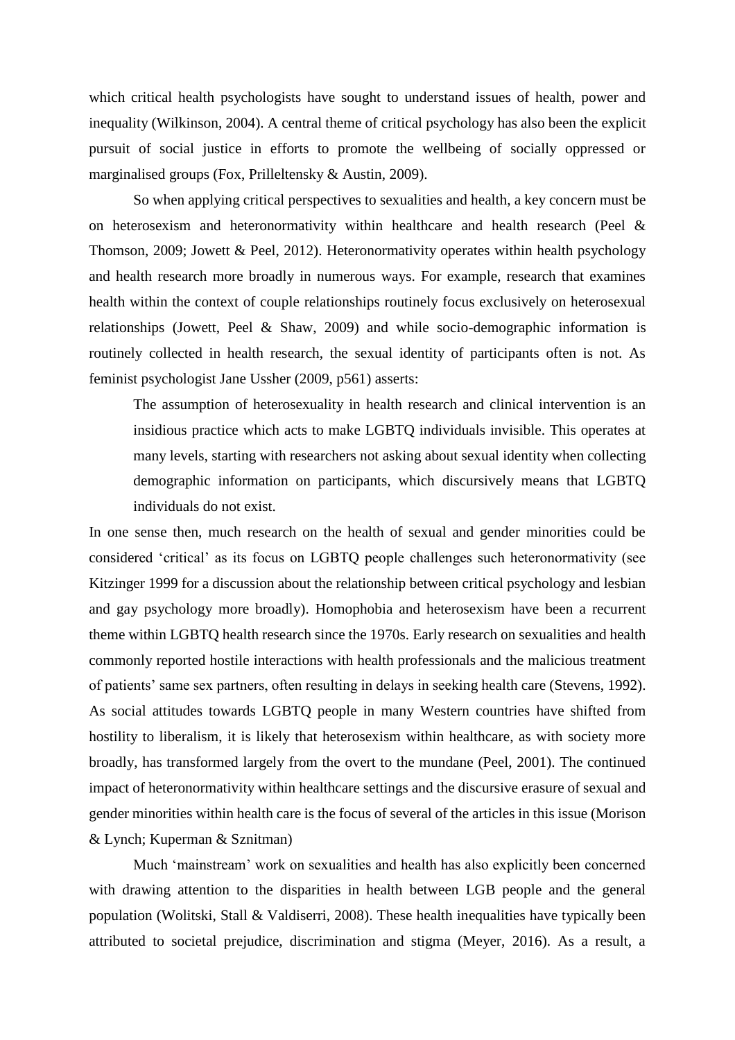which critical health psychologists have sought to understand issues of health, power and inequality (Wilkinson, 2004). A central theme of critical psychology has also been the explicit pursuit of social justice in efforts to promote the wellbeing of socially oppressed or marginalised groups (Fox, Prilleltensky & Austin, 2009).

So when applying critical perspectives to sexualities and health, a key concern must be on heterosexism and heteronormativity within healthcare and health research (Peel & Thomson, 2009; Jowett & Peel, 2012). Heteronormativity operates within health psychology and health research more broadly in numerous ways. For example, research that examines health within the context of couple relationships routinely focus exclusively on heterosexual relationships (Jowett, Peel & Shaw, 2009) and while socio-demographic information is routinely collected in health research, the sexual identity of participants often is not. As feminist psychologist Jane Ussher (2009, p561) asserts:

> The assumption of heterosexuality in health research and clinical intervention is an insidious practice which acts to make LGBTQ individuals invisible. This operates at many levels, starting with researchers not asking about sexual identity when collecting demographic information on participants, which discursively means that LGBTQ individuals do not exist.

In one sense then, much research on the health of sexual and gender minorities could be considered 'critical' as its focus on LGBTQ people challenges such heteronormativity (see Kitzinger 1999 for a discussion about the relationship between critical psychology and lesbian and gay psychology more broadly). Homophobia and heterosexism have been a recurrent theme within LGBTQ health research since the 1970s. Early research on sexualities and health commonly reported hostile interactions with health professionals and the malicious treatment of patients' same sex partners, often resulting in delays in seeking health care (Stevens, 1992). As social attitudes towards LGBTQ people in many Western countries have shifted from hostility to liberalism, it is likely that heterosexism within healthcare, as with society more broadly, has transformed largely from the overt to the mundane (Peel, 2001). The continued impact of heteronormativity within healthcare settings and the discursive erasure of sexual and gender minorities within health care is the focus of several of the articles in this issue (Morison & Lynch; Kuperman & Sznitman)

Much 'mainstream' work on sexualities and health has also explicitly been concerned with drawing attention to the disparities in health between LGB people and the general population (Wolitski, Stall & Valdiserri, 2008). These health inequalities have typically been attributed to societal prejudice, discrimination and stigma (Meyer, 2016). As a result, a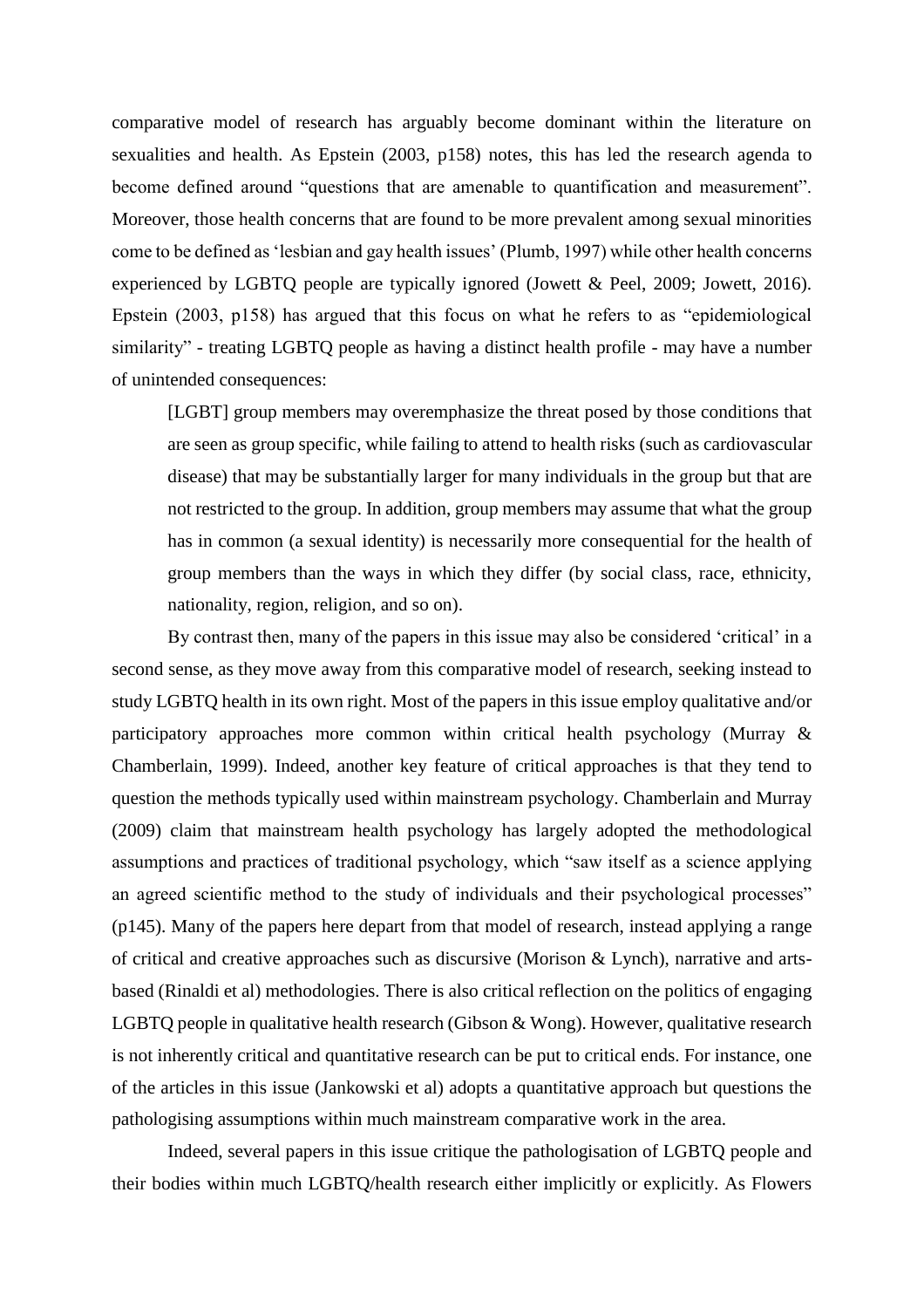comparative model of research has arguably become dominant within the literature on sexualities and health. As Epstein (2003, p158) notes, this has led the research agenda to become defined around "questions that are amenable to quantification and measurement". Moreover, those health concerns that are found to be more prevalent among sexual minorities come to be defined as 'lesbian and gay health issues' (Plumb, 1997) while other health concerns experienced by LGBTQ people are typically ignored (Jowett & Peel, 2009; Jowett, 2016). Epstein (2003, p158) has argued that this focus on what he refers to as "epidemiological similarity" - treating LGBTQ people as having a distinct health profile - may have a number of unintended consequences:

> [LGBT] group members may overemphasize the threat posed by those conditions that are seen as group specific, while failing to attend to health risks (such as cardiovascular disease) that may be substantially larger for many individuals in the group but that are not restricted to the group. In addition, group members may assume that what the group has in common (a sexual identity) is necessarily more consequential for the health of group members than the ways in which they differ (by social class, race, ethnicity, nationality, region, religion, and so on).

By contrast then, many of the papers in this issue may also be considered 'critical' in a second sense, as they move away from this comparative model of research, seeking instead to study LGBTQ health in its own right. Most of the papers in this issue employ qualitative and/or participatory approaches more common within critical health psychology (Murray & Chamberlain, 1999). Indeed, another key feature of critical approaches is that they tend to question the methods typically used within mainstream psychology. Chamberlain and Murray (2009) claim that mainstream health psychology has largely adopted the methodological assumptions and practices of traditional psychology, which "saw itself as a science applying an agreed scientific method to the study of individuals and their psychological processes" (p145). Many of the papers here depart from that model of research, instead applying a range of critical and creative approaches such as discursive (Morison & Lynch), narrative and arts-based (Rinaldi et al) methodologies. There is also critical reflection on the politics of engaging LGBTQ people in qualitative health research (Gibson & Wong). However, qualitative research is not inherently critical and quantitative research can be put to critical ends. For instance, one of the articles in this issue (Jankowski et al) adopts a quantitative approach but questions the pathologising assumptions within much mainstream comparative work in the area.

Indeed, several papers in this issue critique the pathologisation of LGBTQ people and their bodies within much LGBTQ/health research either implicitly or explicitly. As Flowers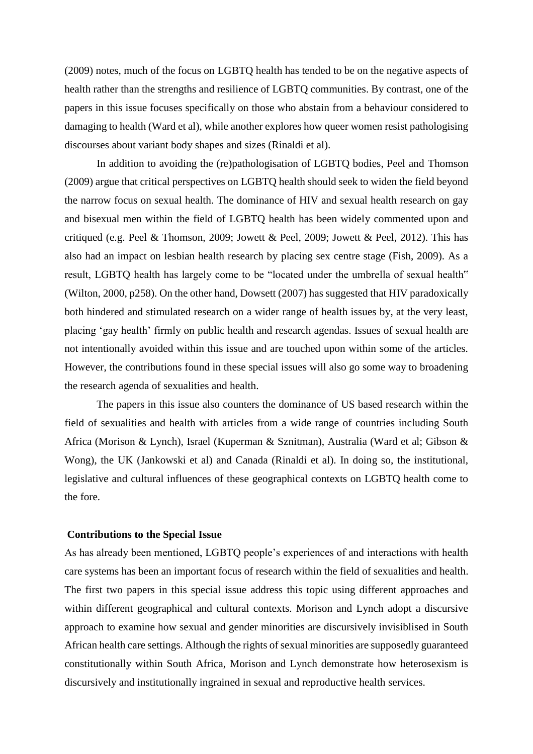(2009) notes, much of the focus on LGBTQ health has tended to be on the negative aspects of health rather than the strengths and resilience of LGBTQ communities. By contrast, one of the papers in this issue focuses specifically on those who abstain from a behaviour considered to damaging to health (Ward et al), while another explores how queer women resist pathologising discourses about variant body shapes and sizes (Rinaldi et al).

In addition to avoiding the (re)pathologisation of LGBTQ bodies, Peel and Thomson (2009) argue that critical perspectives on LGBTQ health should seek to widen the field beyond the narrow focus on sexual health. The dominance of HIV and sexual health research on gay and bisexual men within the field of LGBTQ health has been widely commented upon and critiqued (e.g. Peel & Thomson, 2009; Jowett & Peel, 2009; Jowett & Peel, 2012). This has also had an impact on lesbian health research by placing sex centre stage (Fish, 2009). As a result, LGBTQ health has largely come to be "located under the umbrella of sexual health" (Wilton, 2000, p258). On the other hand, Dowsett (2007) has suggested that HIV paradoxically both hindered and stimulated research on a wider range of health issues by, at the very least, placing 'gay health' firmly on public health and research agendas. Issues of sexual health are not intentionally avoided within this issue and are touched upon within some of the articles. However, the contributions found in these special issues will also go some way to broadening the research agenda of sexualities and health.

The papers in this issue also counters the dominance of US based research within the field of sexualities and health with articles from a wide range of countries including South Africa (Morison & Lynch), Israel (Kuperman & Sznitman), Australia (Ward et al; Gibson & Wong), the UK (Jankowski et al) and Canada (Rinaldi et al). In doing so, the institutional, legislative and cultural influences of these geographical contexts on LGBTQ health come to the fore.

## Contributions to the Special Issue

As has already been mentioned, LGBTQ people's experiences of and interactions with health care systems has been an important focus of research within the field of sexualities and health. The first two papers in this special issue address this topic using different approaches and within different geographical and cultural contexts. Morison and Lynch adopt a discursive approach to examine how sexual and gender minorities are discursively invisiblised in South African health care settings. Although the rights of sexual minorities are supposedly guaranteed constitutionally within South Africa, Morison and Lynch demonstrate how heterosexism is discursively and institutionally ingrained in sexual and reproductive health services.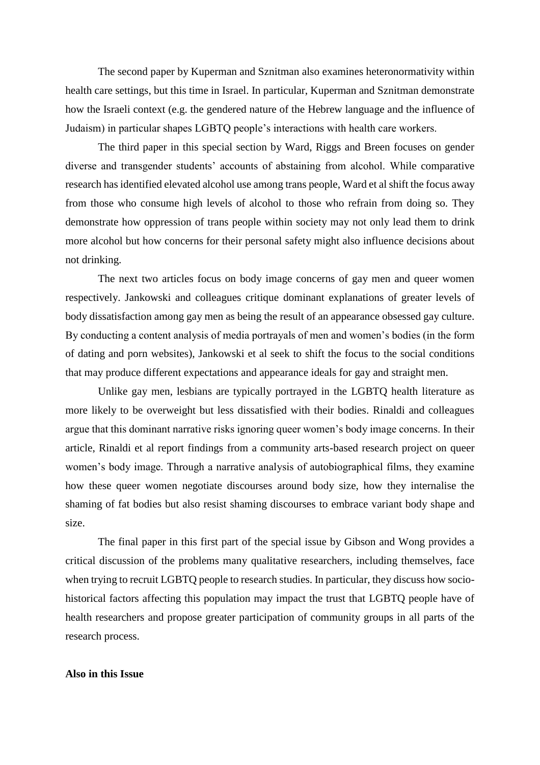The second paper by Kuperman and Sznitman also examines heteronormativity within health care settings, but this time in Israel. In particular, Kuperman and Sznitman demonstrate how the Israeli context (e.g. the gendered nature of the Hebrew language and the influence of Judaism) in particular shapes LGBTQ people's interactions with health care workers.

The third paper in this special section by Ward, Riggs and Breen focuses on gender diverse and transgender students' accounts of abstaining from alcohol. While comparative research has identified elevated alcohol use among trans people, Ward et al shift the focus away from those who consume high levels of alcohol to those who refrain from doing so. They demonstrate how oppression of trans people within society may not only lead them to drink more alcohol but how concerns for their personal safety might also influence decisions about not drinking.

The next two articles focus on body image concerns of gay men and queer women respectively. Jankowski and colleagues critique dominant explanations of greater levels of body dissatisfaction among gay men as being the result of an appearance obsessed gay culture. By conducting a content analysis of media portrayals of men and women's bodies (in the form of dating and porn websites), Jankowski et al seek to shift the focus to the social conditions that may produce different expectations and appearance ideals for gay and straight men.

Unlike gay men, lesbians are typically portrayed in the LGBTQ health literature as more likely to be overweight but less dissatisfied with their bodies. Rinaldi and colleagues argue that this dominant narrative risks ignoring queer women's body image concerns. In their article, Rinaldi et al report findings from a community arts-based research project on queer women's body image. Through a narrative analysis of autobiographical films, they examine how these queer women negotiate discourses around body size, how they internalise the shaming of fat bodies but also resist shaming discourses to embrace variant body shape and size.

The final paper in this first part of the special issue by Gibson and Wong provides a critical discussion of the problems many qualitative researchers, including themselves, face when trying to recruit LGBTQ people to research studies. In particular, they discuss how socio-historical factors affecting this population may impact the trust that LGBTQ people have of health researchers and propose greater participation of community groups in all parts of the research process.

**Also in this Issue**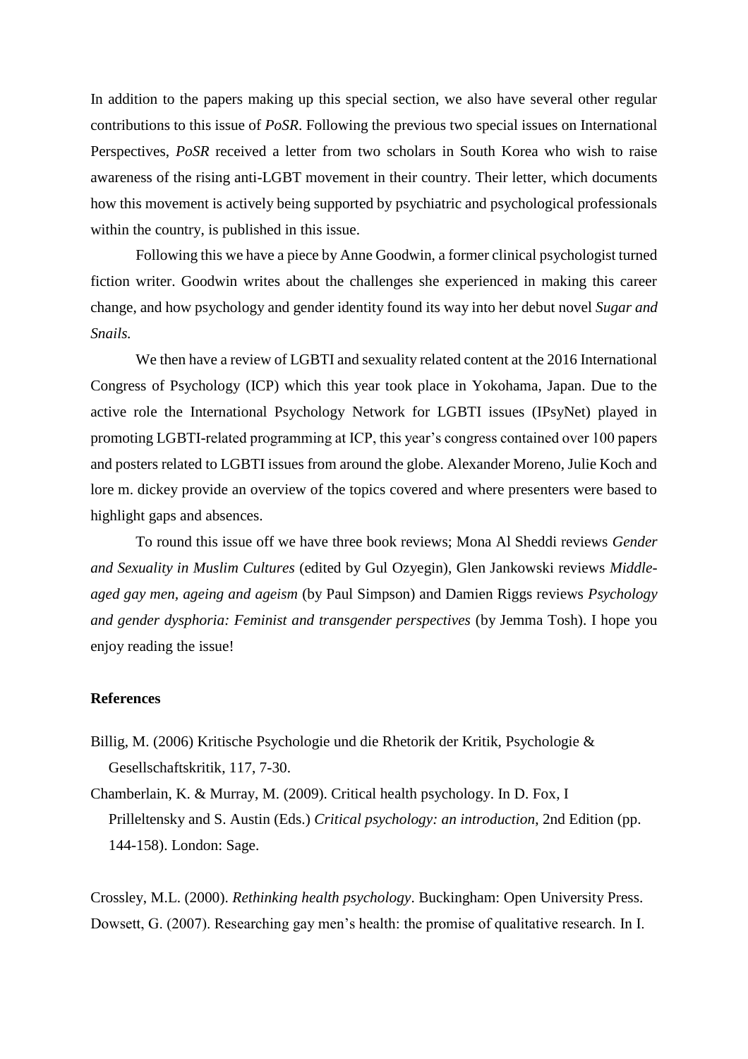In addition to the papers making up this special section, we also have several other regular contributions to this issue of *PoSR*. Following the previous two special issues on International Perspectives, *PoSR* received a letter from two scholars in South Korea who wish to raise awareness of the rising anti-LGBT movement in their country. Their letter, which documents how this movement is actively being supported by psychiatric and psychological professionals within the country, is published in this issue.

Following this we have a piece by Anne Goodwin, a former clinical psychologist turned fiction writer. Goodwin writes about the challenges she experienced in making this career change, and how psychology and gender identity found its way into her debut novel *Sugar and Snails.*

We then have a review of LGBTI and sexuality related content at the 2016 International Congress of Psychology (ICP) which this year took place in Yokohama, Japan. Due to the active role the International Psychology Network for LGBTI issues (IPsyNet) played in promoting LGBTI-related programming at ICP, this year's congress contained over 100 papers and posters related to LGBTI issues from around the globe. Alexander Moreno, Julie Koch and lore m. dickey provide an overview of the topics covered and where presenters were based to highlight gaps and absences.

To round this issue off we have three book reviews; Mona Al Sheddi reviews *Gender and Sexuality in Muslim Cultures* (edited by Gul Ozyegin), Glen Jankowski reviews *Middle-aged gay men, ageing and ageism* (by Paul Simpson) and Damien Riggs reviews *Psychology and gender dysphoria: Feminist and transgender perspectives* (by Jemma Tosh). I hope you enjoy reading the issue!

## References

Billig, M. (2006) Kritische Psychologie und die Rhetorik der Kritik, Psychologie & Gesellschaftskritik, 117, 7-30.

Chamberlain, K. & Murray, M. (2009). Critical health psychology. In D. Fox, I Prilleltensky and S. Austin (Eds.) *Critical psychology: an introduction*, 2nd Edition (pp. 144-158). London: Sage.

Crossley, M.L. (2000). *Rethinking health psychology*. Buckingham: Open University Press.

Dowsett, G. (2007). Researching gay men's health: the promise of qualitative research. In I.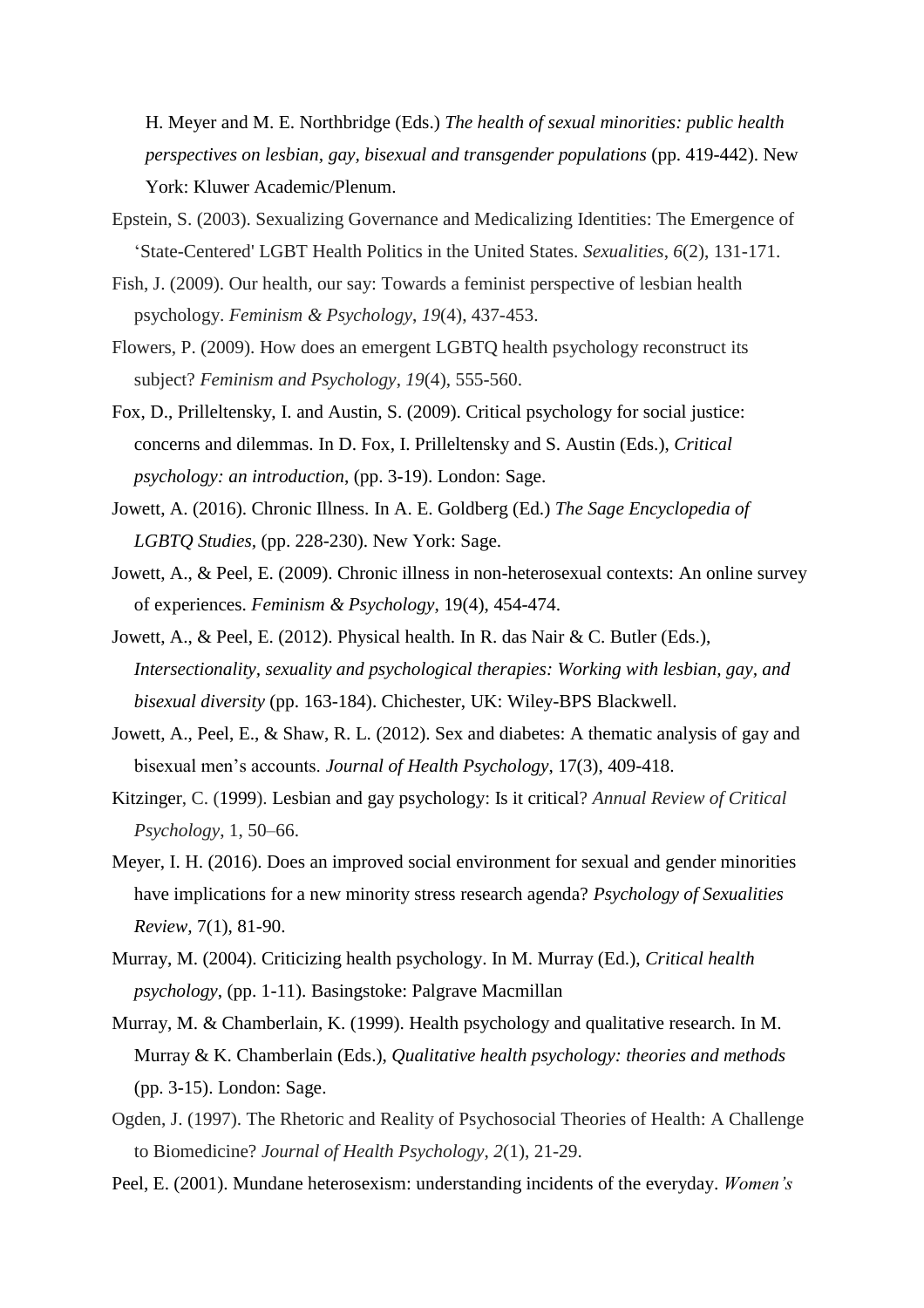H. Meyer and M. E. Northbridge (Eds.) *The health of sexual minorities: public health perspectives on lesbian, gay, bisexual and transgender populations* (pp. 419-442). New York: Kluwer Academic/Plenum.

Epstein, S. (2003). Sexualizing Governance and Medicalizing Identities: The Emergence of 'State-Centered' LGBT Health Politics in the United States. *Sexualities*, *6*(2), 131-171.

Fish, J. (2009). Our health, our say: Towards a feminist perspective of lesbian health psychology. *Feminism & Psychology*, *19*(4), 437-453.

Flowers, P. (2009). How does an emergent LGBTQ health psychology reconstruct its subject? *Feminism and Psychology*, *19*(4), 555-560.

Fox, D., Prilleltensky, I. and Austin, S. (2009). Critical psychology for social justice: concerns and dilemmas. In D. Fox, I. Prilleltensky and S. Austin (Eds.), *Critical psychology: an introduction*, (pp. 3-19). London: Sage.

Jowett, A. (2016). Chronic Illness. In A. E. Goldberg (Ed.) *The Sage Encyclopedia of LGBTQ Studies,* (pp. 228-230). New York: Sage.

Jowett, A., & Peel, E. (2009). Chronic illness in non-heterosexual contexts: An online survey of experiences. *Feminism & Psychology*, 19(4), 454-474.

Jowett, A., & Peel, E. (2012). Physical health. In R. das Nair & C. Butler (Eds.), *Intersectionality, sexuality and psychological therapies: Working with lesbian, gay, and bisexual diversity* (pp. 163-184). Chichester, UK: Wiley-BPS Blackwell.

Jowett, A., Peel, E., & Shaw, R. L. (2012). Sex and diabetes: A thematic analysis of gay and bisexual men's accounts. *Journal of Health Psychology*, 17(3), 409-418.

Kitzinger, C. (1999). Lesbian and gay psychology: Is it critical? *Annual Review of Critical Psychology*, 1, 50–66.

Meyer, I. H. (2016). Does an improved social environment for sexual and gender minorities have implications for a new minority stress research agenda? *Psychology of Sexualities Review,* 7(1), 81-90.

Murray, M. (2004). Criticizing health psychology. In M. Murray (Ed.), *Critical health psychology*, (pp. 1-11). Basingstoke: Palgrave Macmillan

Murray, M. & Chamberlain, K. (1999). Health psychology and qualitative research. In M. Murray & K. Chamberlain (Eds.), *Qualitative health psychology: theories and methods* (pp. 3-15). London: Sage.

Ogden, J. (1997). The Rhetoric and Reality of Psychosocial Theories of Health: A Challenge to Biomedicine? *Journal of Health Psychology*, *2*(1), 21-29.

Peel, E. (2001). Mundane heterosexism: understanding incidents of the everyday. *Women's*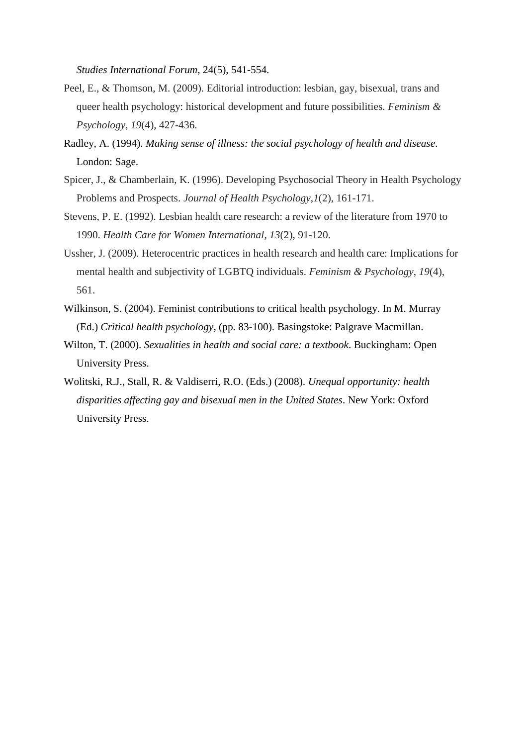*Studies International Forum*, 24(5), 541-554.

Peel, E., & Thomson, M. (2009). Editorial introduction: lesbian, gay, bisexual, trans and queer health psychology: historical development and future possibilities. *Feminism & Psychology*, *19*(4), 427-436.

Radley, A. (1994). *Making sense of illness: the social psychology of health and disease*. London: Sage.

Spicer, J., & Chamberlain, K. (1996). Developing Psychosocial Theory in Health Psychology Problems and Prospects. *Journal of Health Psychology*,*1*(2), 161-171.

Stevens, P. E. (1992). Lesbian health care research: a review of the literature from 1970 to 1990. *Health Care for Women International*, *13*(2), 91-120.

Ussher, J. (2009). Heterocentric practices in health research and health care: Implications for mental health and subjectivity of LGBTQ individuals. *Feminism & Psychology*, *19*(4), 561.

Wilkinson, S. (2004). Feminist contributions to critical health psychology. In M. Murray (Ed.) *Critical health psychology*, (pp. 83-100). Basingstoke: Palgrave Macmillan.

Wilton, T. (2000). *Sexualities in health and social care: a textbook*. Buckingham: Open University Press.

Wolitski, R.J., Stall, R. & Valdiserri, R.O. (Eds.) (2008). *Unequal opportunity: health disparities affecting gay and bisexual men in the United States*. New York: Oxford University Press.